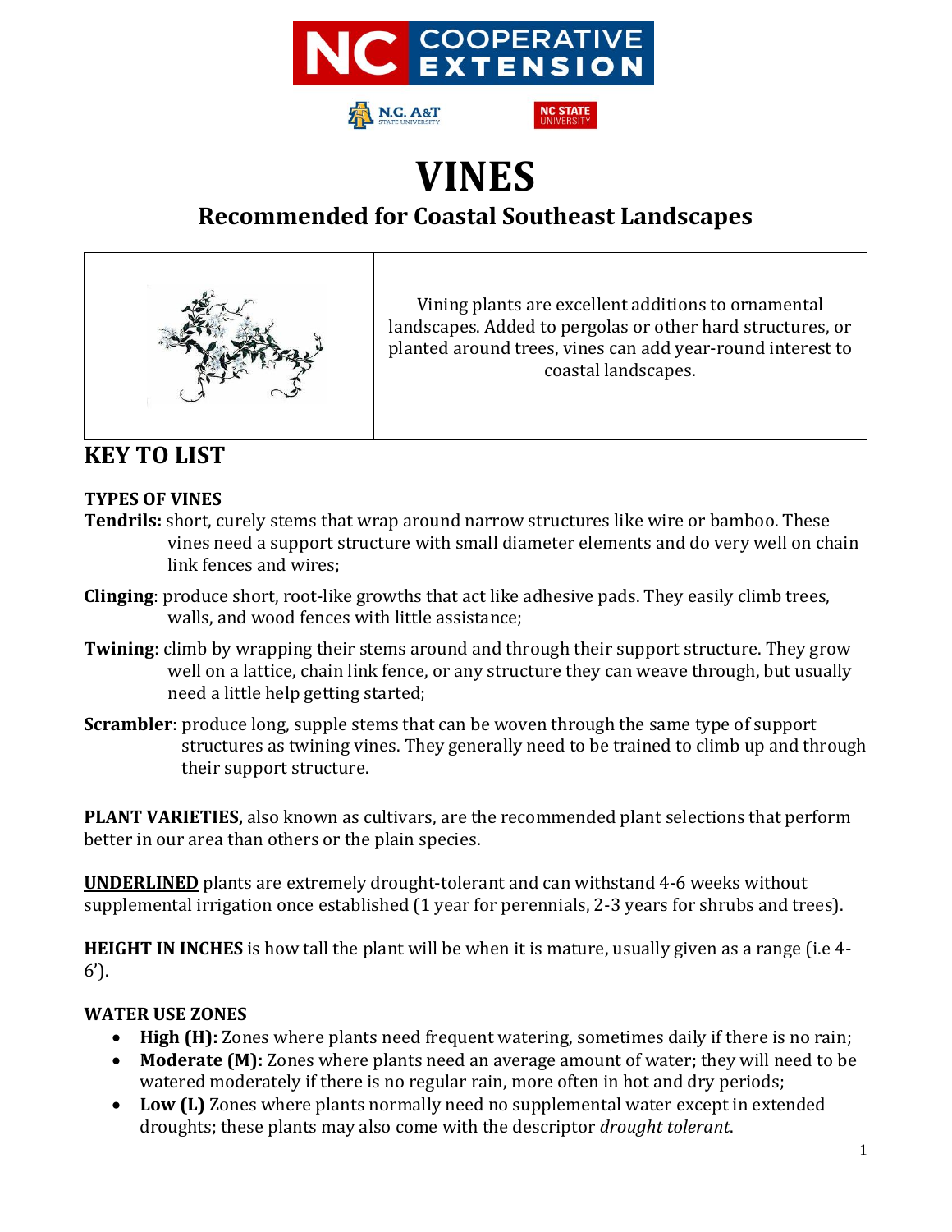# VINES

## Recommended for Coastal Southeast Landscapes

Vining plants are excellent additions to ornamental landscapes. Added to pergolas or other hard structures, or planted around trees, vines can add year-round interest to coastal landscapes.

## KEY TO LIST

**TYPES OF VINES**

**Tendrils:** short, curely stems that wrap around narrow structures like wire or bamboo. These vines need a support structure with small diameter elements and do very well on chain link fences and wires;

**Clinging**: produce short, root-like growths that act like adhesive pads. They easily climb trees, walls, and wood fences with little assistance;

**Twining**: climb by wrapping their stems around and through their support structure. They grow well on a lattice, chain link fence, or any structure they can weave through, but usually need a little help getting started;

**Scrambler**: produce long, supple stems that can be woven through the same type of support structures as twining vines. They generally need to be trained to climb up and through their support structure.

**PLANT VARIETIES,** also known as cultivars, are the recommended plant selections that perform better in our area than others or the plain species.

<u>**UNDERLINED**</u> plants are extremely drought-tolerant and can withstand 4-6 weeks without supplemental irrigation once established (1 year for perennials, 2-3 years for shrubs and trees).

**HEIGHT IN INCHES** is how tall the plant will be when it is mature, usually given as a range (i.e 4-6').

**WATER USE ZONES**

- **High (H):** Zones where plants need frequent watering, sometimes daily if there is no rain;
- **Moderate (M):** Zones where plants need an average amount of water; they will need to be watered moderately if there is no regular rain, more often in hot and dry periods;
- **Low (L)** Zones where plants normally need no supplemental water except in extended droughts; these plants may also come with the descriptor *drought tolerant*.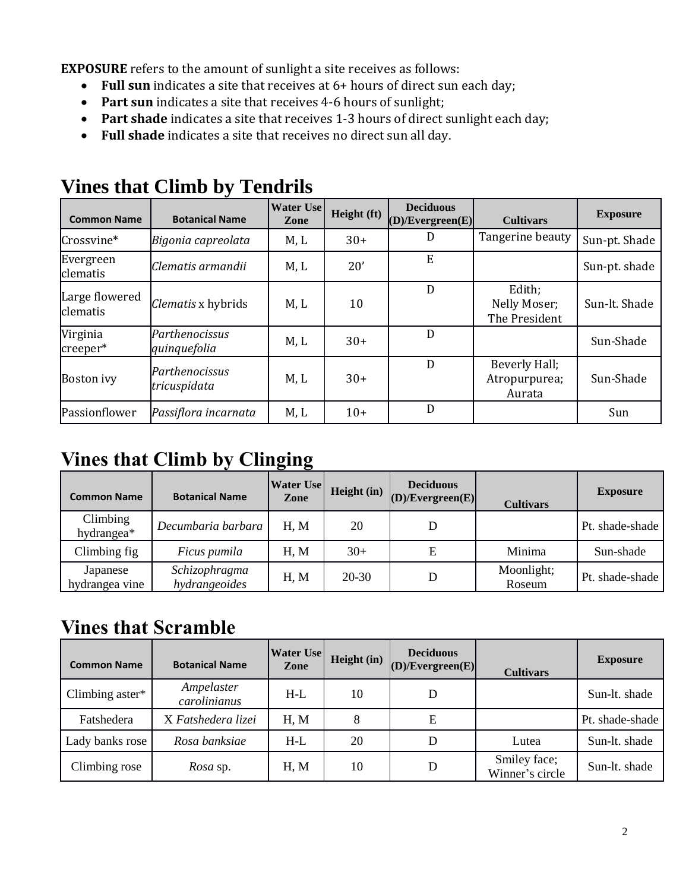**EXPOSURE** refers to the amount of sunlight a site receives as follows:

- **Full sun** indicates a site that receives at 6+ hours of direct sun each day;
- **Part sun** indicates a site that receives 4-6 hours of sunlight;
- **Part shade** indicates a site that receives 1-3 hours of direct sunlight each day;
- **Full shade** indicates a site that receives no direct sun all day.

# Vines that Climb by Tendrils

| Common Name | Botanical Name | Water Use Zone | Height (ft) | Deciduous (D)/Evergreen(E) | Cultivars | Exposure |
|---|---|---|---|---|---|---|
| Crossvine* | *Bigonia capreolata* | M, L | 30+ | D | Tangerine beauty | Sun-pt. Shade |
| Evergreen clematis | *Clematis armandii* | M, L | 20’ | E | | Sun-pt. shade |
| Large flowered clematis | *Clematis* x hybrids | M, L | 10 | D | Edith; Nelly Moser; The President | Sun-lt. Shade |
| Virginia creeper* | *Parthenocissus quinquefolia* | M, L | 30+ | D | | Sun-Shade |
| Boston ivy | *Parthenocissus tricuspidata* | M, L | 30+ | D | Beverly Hall; Atropurpurea; Aurata | Sun-Shade |
| Passionflower | *Passiflora incarnata* | M, L | 10+ | D | | Sun |

# Vines that Climb by Clinging

| Common Name | Botanical Name | Water Use Zone | Height (in) | Deciduous (D)/Evergreen(E) | Cultivars | Exposure |
|---|---|---|---|---|---|---|
| Climbing hydrangea* | *Decumbaria barbara* | H, M | 20 | D | | Pt. shade-shade |
| Climbing fig | *Ficus pumila* | H, M | 30+ | E | Minima | Sun-shade |
| Japanese hydrangea vine | *Schizophragma hydrangeoides* | H, M | 20-30 | D | Moonlight; Roseum | Pt. shade-shade |

# Vines that Scramble

| Common Name | Botanical Name | Water Use Zone | Height (in) | Deciduous (D)/Evergreen(E) | Cultivars | Exposure |
|---|---|---|---|---|---|---|
| Climbing aster* | *Ampelaster carolinianus* | H-L | 10 | D | | Sun-lt. shade |
| Fatshedera | X *Fatshedera lizei* | H, M | 8 | E | | Pt. shade-shade |
| Lady banks rose | *Rosa banksiae* | H-L | 20 | D | Lutea | Sun-lt. shade |
| Climbing rose | *Rosa* sp. | H, M | 10 | D | Smiley face; Winner’s circle | Sun-lt. shade |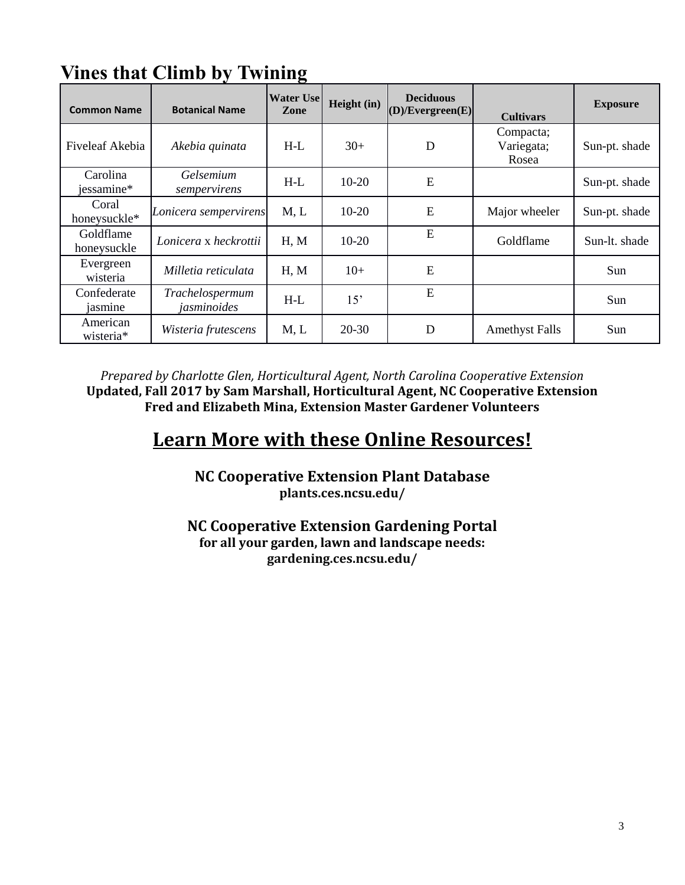## Vines that Climb by Twining

| Common Name | Botanical Name | Water Use Zone | Height (in) | Deciduous (D)/Evergreen(E) | Cultivars | Exposure |
|---|---|---|---|---|---|---|
| Fiveleaf Akebia | *Akebia quinata* | H-L | 30+ | D | Compacta; Variegata; Rosea | Sun-pt. shade |
| Carolina jessamine* | *Gelsemium sempervirens* | H-L | 10-20 | E | | Sun-pt. shade |
| Coral honeysuckle* | *Lonicera sempervirens* | M, L | 10-20 | E | Major wheeler | Sun-pt. shade |
| Goldflame honeysuckle | *Lonicera* x *heckrottii* | H, M | 10-20 | E | Goldflame | Sun-lt. shade |
| Evergreen wisteria | *Milletia reticulata* | H, M | 10+ | E | | Sun |
| Confederate jasmine | *Trachelospermum jasminoides* | H-L | 15' | E | | Sun |
| American wisteria* | *Wisteria frutescens* | M, L | 20-30 | D | Amethyst Falls | Sun |

*Prepared by Charlotte Glen, Horticultural Agent, North Carolina Cooperative Extension*
**Updated, Fall 2017 by Sam Marshall, Horticultural Agent, NC Cooperative Extension**
**Fred and Elizabeth Mina, Extension Master Gardener Volunteers**

## Learn More with these Online Resources!

**NC Cooperative Extension Plant Database**
**plants.ces.ncsu.edu/**

**NC Cooperative Extension Gardening Portal**
**for all your garden, lawn and landscape needs:**
**gardening.ces.ncsu.edu/**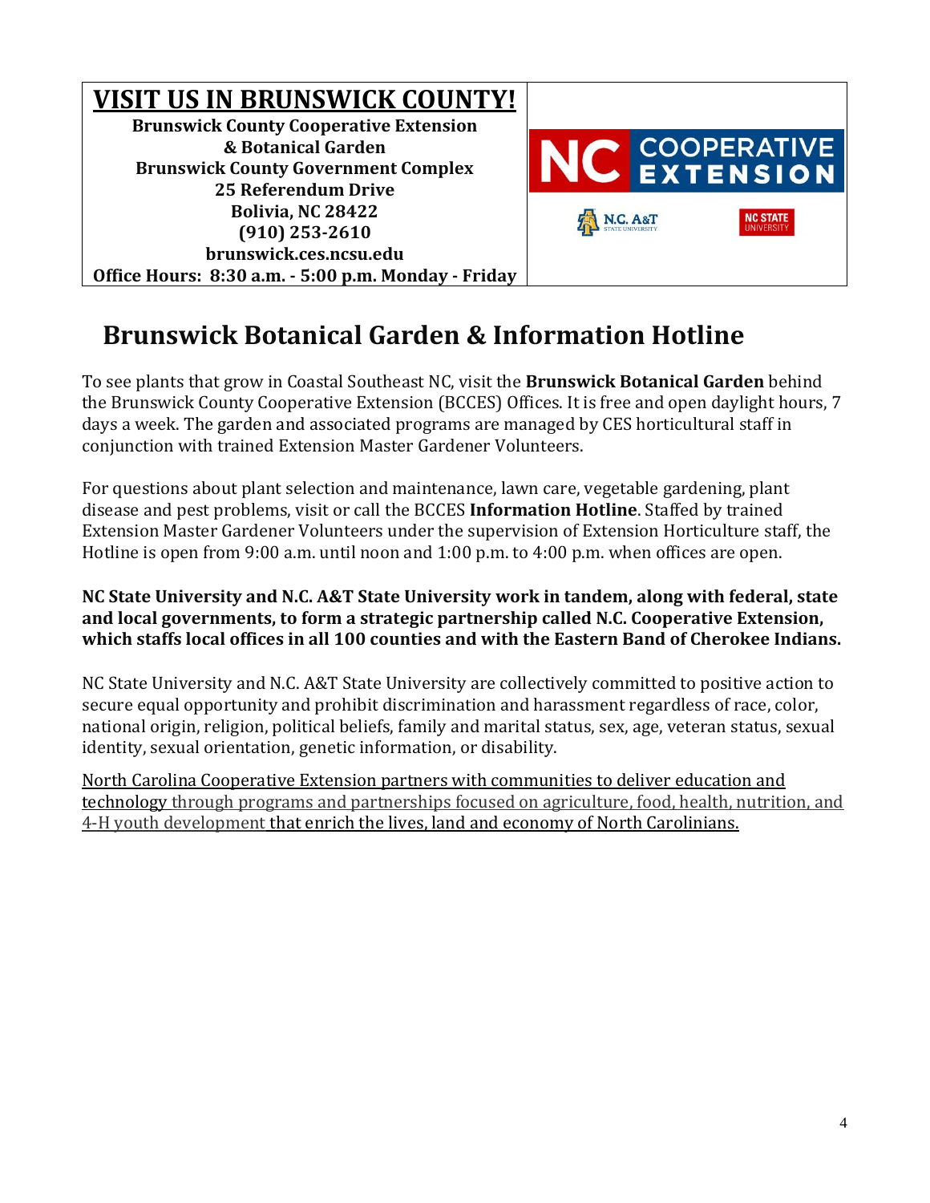## VISIT US IN BRUNSWICK COUNTY!

**Brunswick County Cooperative Extension**
**& Botanical Garden**
**Brunswick County Government Complex**
**25 Referendum Drive**
**Bolivia, NC 28422**
**(910) 253-2610**
**brunswick.ces.ncsu.edu**
**Office Hours: 8:30 a.m. - 5:00 p.m. Monday - Friday**

NC COOPERATIVE EXTENSION

N.C. A&T STATE UNIVERSITY

NC STATE UNIVERSITY

# Brunswick Botanical Garden & Information Hotline

To see plants that grow in Coastal Southeast NC, visit the **Brunswick Botanical Garden** behind the Brunswick County Cooperative Extension (BCCES) Offices. It is free and open daylight hours, 7 days a week. The garden and associated programs are managed by CES horticultural staff in conjunction with trained Extension Master Gardener Volunteers.

For questions about plant selection and maintenance, lawn care, vegetable gardening, plant disease and pest problems, visit or call the BCCES **Information Hotline**. Staffed by trained Extension Master Gardener Volunteers under the supervision of Extension Horticulture staff, the Hotline is open from 9:00 a.m. until noon and 1:00 p.m. to 4:00 p.m. when offices are open.

**NC State University and N.C. A&T State University work in tandem, along with federal, state and local governments, to form a strategic partnership called N.C. Cooperative Extension, which staffs local offices in all 100 counties and with the Eastern Band of Cherokee Indians.**

NC State University and N.C. A&T State University are collectively committed to positive action to secure equal opportunity and prohibit discrimination and harassment regardless of race, color, national origin, religion, political beliefs, family and marital status, sex, age, veteran status, sexual identity, sexual orientation, genetic information, or disability.

North Carolina Cooperative Extension partners with communities to deliver education and technology through programs and partnerships focused on agriculture, food, health, nutrition, and 4-H youth development that enrich the lives, land and economy of North Carolinians.